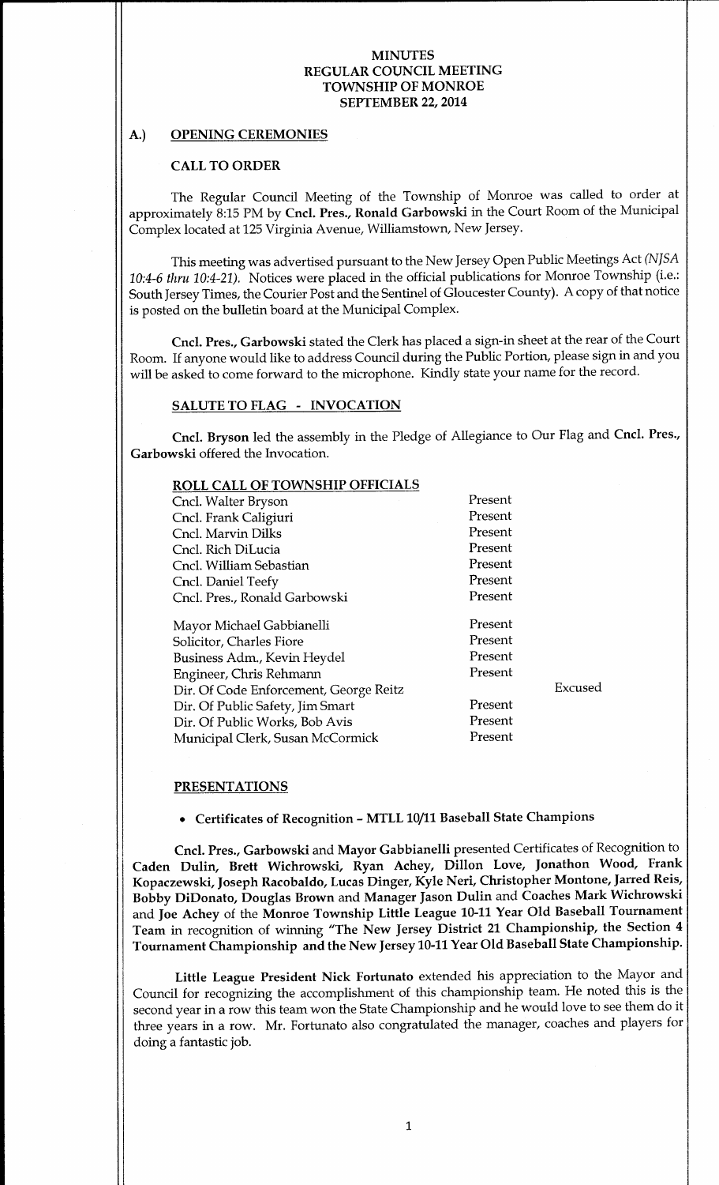# MINUTES
# REGULAR COUNCIL MEETING
# TOWNSHIP OF MONROE
# SEPTEMBER 22, 2014

## A.) OPENING CEREMONIES

### CALL TO ORDER

The Regular Council Meeting of the Township of Monroe was called to order at approximately 8:15 PM by **Cncl. Pres., Ronald Garbowski** in the Court Room of the Municipal Complex located at 125 Virginia Avenue, Williamstown, New Jersey.

This meeting was advertised pursuant to the New Jersey Open Public Meetings Act *(NJSA 10:4-6 thru 10:4-21).* Notices were placed in the official publications for Monroe Township (i.e.: South Jersey Times, the Courier Post and the Sentinel of Gloucester County). A copy of that notice is posted on the bulletin board at the Municipal Complex.

**Cncl. Pres., Garbowski** stated the Clerk has placed a sign-in sheet at the rear of the Court Room. If anyone would like to address Council during the Public Portion, please sign in and you will be asked to come forward to the microphone. Kindly state your name for the record.

### SALUTE TO FLAG - INVOCATION

**Cncl. Bryson** led the assembly in the Pledge of Allegiance to Our Flag and **Cncl. Pres., Garbowski** offered the Invocation.

### ROLL CALL OF TOWNSHIP OFFICIALS

| | | |
|---|---|---|
| Cncl. Walter Bryson | Present | |
| Cncl. Frank Caligiuri | Present | |
| Cncl. Marvin Dilks | Present | |
| Cncl. Rich DiLucia | Present | |
| Cncl. William Sebastian | Present | |
| Cncl. Daniel Teefy | Present | |
| Cncl. Pres., Ronald Garbowski | Present | |
| Mayor Michael Gabbianelli | Present | |
| Solicitor, Charles Fiore | Present | |
| Business Adm., Kevin Heydel | Present | |
| Engineer, Chris Rehmann | Present | |
| Dir. Of Code Enforcement, George Reitz | | Excused |
| Dir. Of Public Safety, Jim Smart | Present | |
| Dir. Of Public Works, Bob Avis | Present | |
| Municipal Clerk, Susan McCormick | Present | |

### PRESENTATIONS

- **Certificates of Recognition – MTLL 10/11 Baseball State Champions**

**Cncl. Pres., Garbowski** and **Mayor Gabbianelli** presented Certificates of Recognition to **Caden Dulin, Brett Wichrowski, Ryan Achey, Dillon Love, Jonathon Wood, Frank Kopaczewski, Joseph Racobaldo, Lucas Dinger, Kyle Neri, Christopher Montone, Jarred Reis, Bobby DiDonato, Douglas Brown** and **Manager Jason Dulin** and **Coaches Mark Wichrowski** and **Joe Achey** of the **Monroe Township Little League 10-11 Year Old Baseball Tournament Team** in recognition of winning **"The New Jersey District 21 Championship, the Section 4 Tournament Championship and the New Jersey 10-11 Year Old Baseball State Championship.**

**Little League President Nick Fortunato** extended his appreciation to the Mayor and Council for recognizing the accomplishment of this championship team. He noted this is the second year in a row this team won the State Championship and he would love to see them do it three years in a row. Mr. Fortunato also congratulated the manager, coaches and players for doing a fantastic job.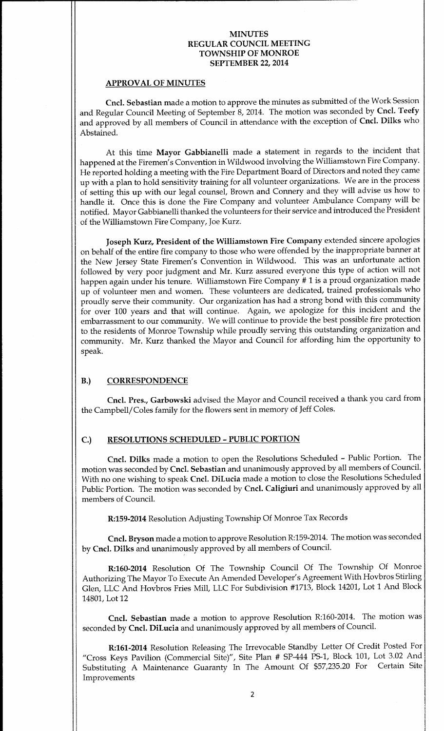**MINUTES**
**REGULAR COUNCIL MEETING**
**TOWNSHIP OF MONROE**
**SEPTEMBER 22, 2014**

**APPROVAL OF MINUTES**

**Cncl. Sebastian** made a motion to approve the minutes as submitted of the Work Session and Regular Council Meeting of September 8, 2014. The motion was seconded by **Cncl. Teefy** and approved by all members of Council in attendance with the exception of **Cncl. Dilks** who Abstained.

At this time **Mayor Gabbianelli** made a statement in regards to the incident that happened at the Firemen's Convention in Wildwood involving the Williamstown Fire Company. He reported holding a meeting with the Fire Department Board of Directors and noted they came up with a plan to hold sensitivity training for all volunteer organizations. We are in the process of setting this up with our legal counsel, Brown and Connery and they will advise us how to handle it. Once this is done the Fire Company and volunteer Ambulance Company will be notified. Mayor Gabbianelli thanked the volunteers for their service and introduced the President of the Williamstown Fire Company, Joe Kurz.

**Joseph Kurz, President of the Williamstown Fire Company** extended sincere apologies on behalf of the entire fire company to those who were offended by the inappropriate banner at the New Jersey State Firemen's Convention in Wildwood. This was an unfortunate action followed by very poor judgment and Mr. Kurz assured everyone this type of action will not happen again under his tenure. Williamstown Fire Company # 1 is a proud organization made up of volunteer men and women. These volunteers are dedicated, trained professionals who proudly serve their community. Our organization has had a strong bond with this community for over 100 years and that will continue. Again, we apologize for this incident and the embarrassment to our community. We will continue to provide the best possible fire protection to the residents of Monroe Township while proudly serving this outstanding organization and community. Mr. Kurz thanked the Mayor and Council for affording him the opportunity to speak.

## B.) CORRESPONDENCE

**Cncl. Pres., Garbowski** advised the Mayor and Council received a thank you card from the Campbell/Coles family for the flowers sent in memory of Jeff Coles.

## C.) RESOLUTIONS SCHEDULED - PUBLIC PORTION

**Cncl. Dilks** made a motion to open the Resolutions Scheduled – Public Portion. The motion was seconded by **Cncl. Sebastian** and unanimously approved by all members of Council. With no one wishing to speak **Cncl. DiLucia** made a motion to close the Resolutions Scheduled Public Portion. The motion was seconded by **Cncl. Caligiuri** and unanimously approved by all members of Council.

**R:159-2014** Resolution Adjusting Township Of Monroe Tax Records

**Cncl. Bryson** made a motion to approve Resolution R:159-2014. The motion was seconded by **Cncl. Dilks** and unanimously approved by all members of Council.

**R:160-2014** Resolution Of The Township Council Of The Township Of Monroe Authorizing The Mayor To Execute An Amended Developer's Agreement With Hovbros Stirling Glen, LLC And Hovbros Fries Mill, LLC For Subdivision #1713, Block 14201, Lot 1 And Block 14801, Lot 12

**Cncl. Sebastian** made a motion to approve Resolution R:160-2014. The motion was seconded by **Cncl. DiLucia** and unanimously approved by all members of Council.

**R:161-2014** Resolution Releasing The Irrevocable Standby Letter Of Credit Posted For "Cross Keys Pavilion (Commercial Site)", Site Plan # SP-444 PS-1, Block 101, Lot 3.02 And Substituting A Maintenance Guaranty In The Amount Of $57,235.20 For Certain Site Improvements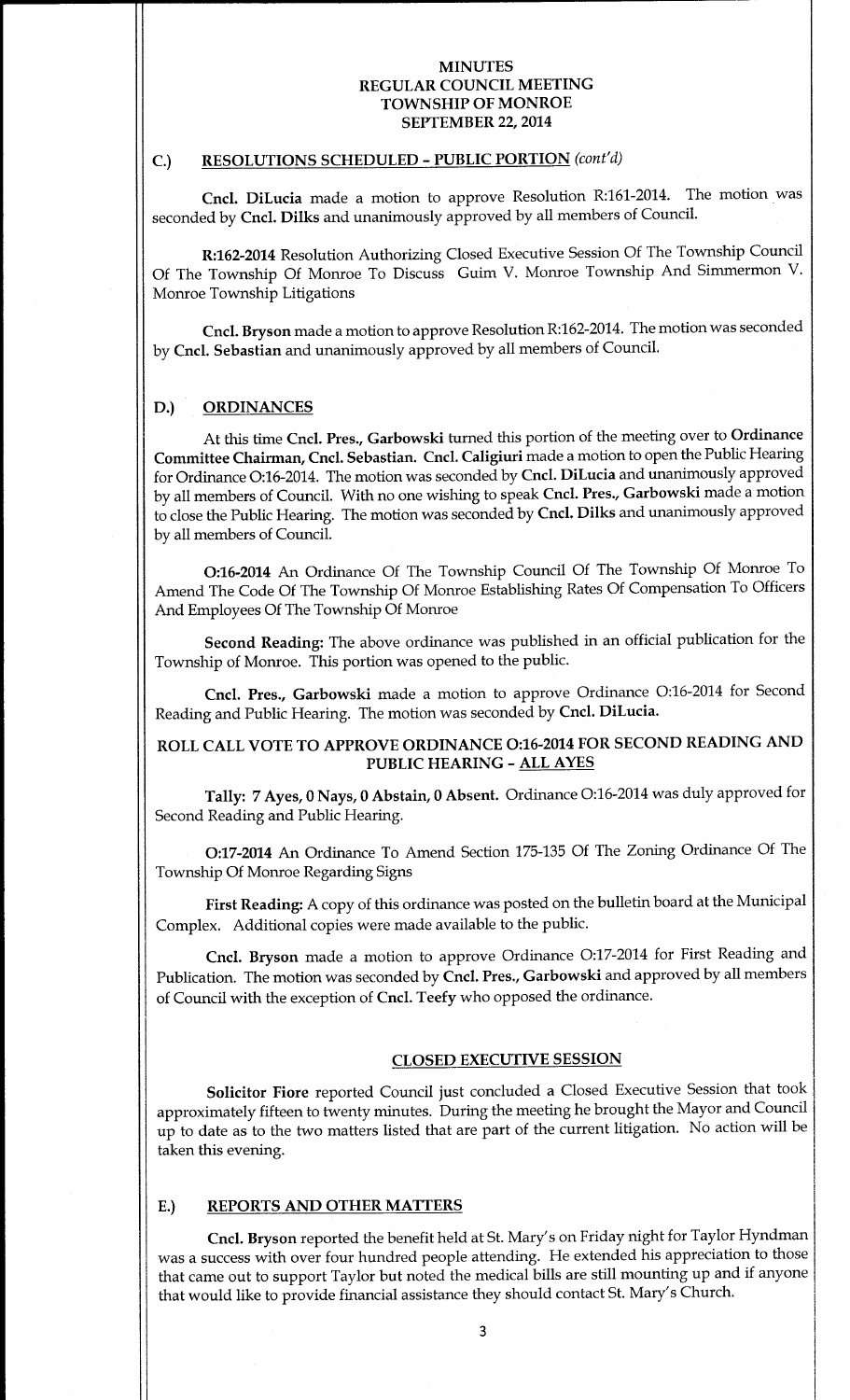## C.) RESOLUTIONS SCHEDULED - PUBLIC PORTION *(cont'd)*

**Cncl. DiLucia** made a motion to approve Resolution R:161-2014. The motion was seconded by **Cncl. Dilks** and unanimously approved by all members of Council.

**R:162-2014** Resolution Authorizing Closed Executive Session Of The Township Council Of The Township Of Monroe To Discuss Guim V. Monroe Township And Simmermon V. Monroe Township Litigations

**Cncl. Bryson** made a motion to approve Resolution R:162-2014. The motion was seconded by **Cncl. Sebastian** and unanimously approved by all members of Council.

## D.) ORDINANCES

At this time **Cncl. Pres., Garbowski** turned this portion of the meeting over to **Ordinance Committee Chairman, Cncl. Sebastian. Cncl. Caligiuri** made a motion to open the Public Hearing for Ordinance O:16-2014. The motion was seconded by **Cncl. DiLucia** and unanimously approved by all members of Council. With no one wishing to speak **Cncl. Pres., Garbowski** made a motion to close the Public Hearing. The motion was seconded by **Cncl. Dilks** and unanimously approved by all members of Council.

**O:16-2014** An Ordinance Of The Township Council Of The Township Of Monroe To Amend The Code Of The Township Of Monroe Establishing Rates Of Compensation To Officers And Employees Of The Township Of Monroe

**Second Reading:** The above ordinance was published in an official publication for the Township of Monroe. This portion was opened to the public.

**Cncl. Pres., Garbowski** made a motion to approve Ordinance O:16-2014 for Second Reading and Public Hearing. The motion was seconded by **Cncl. DiLucia.**

**ROLL CALL VOTE TO APPROVE ORDINANCE O:16-2014 FOR SECOND READING AND PUBLIC HEARING - ALL AYES**

**Tally: 7 Ayes, 0 Nays, 0 Abstain, 0 Absent.** Ordinance O:16-2014 was duly approved for Second Reading and Public Hearing.

**O:17-2014** An Ordinance To Amend Section 175-135 Of The Zoning Ordinance Of The Township Of Monroe Regarding Signs

**First Reading:** A copy of this ordinance was posted on the bulletin board at the Municipal Complex. Additional copies were made available to the public.

**Cncl. Bryson** made a motion to approve Ordinance O:17-2014 for First Reading and Publication. The motion was seconded by **Cncl. Pres., Garbowski** and approved by all members of Council with the exception of **Cncl. Teefy** who opposed the ordinance.

## CLOSED EXECUTIVE SESSION

**Solicitor Fiore** reported Council just concluded a Closed Executive Session that took approximately fifteen to twenty minutes. During the meeting he brought the Mayor and Council up to date as to the two matters listed that are part of the current litigation. No action will be taken this evening.

## E.) REPORTS AND OTHER MATTERS

**Cncl. Bryson** reported the benefit held at St. Mary's on Friday night for Taylor Hyndman was a success with over four hundred people attending. He extended his appreciation to those that came out to support Taylor but noted the medical bills are still mounting up and if anyone that would like to provide financial assistance they should contact St. Mary's Church.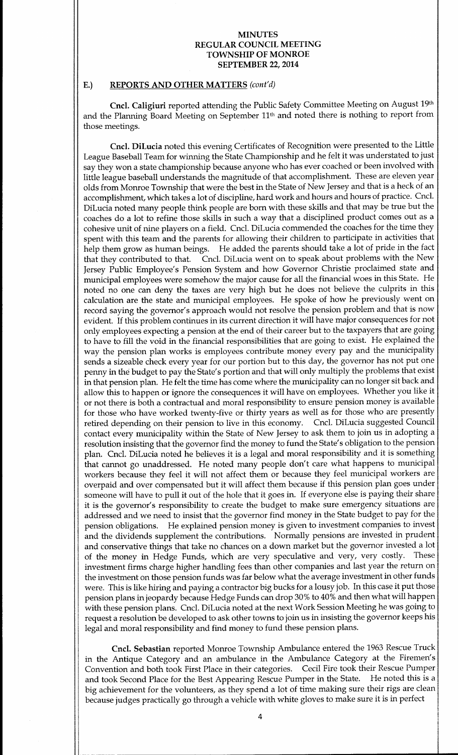# MINUTES
# REGULAR COUNCIL MEETING
# TOWNSHIP OF MONROE
# SEPTEMBER 22, 2014

## E.) REPORTS AND OTHER MATTERS *(cont'd)*

**Cncl. Caligiuri** reported attending the Public Safety Committee Meeting on August 19th and the Planning Board Meeting on September 11th and noted there is nothing to report from those meetings.

**Cncl. DiLucia** noted this evening Certificates of Recognition were presented to the Little League Baseball Team for winning the State Championship and he felt it was understated to just say they won a state championship because anyone who has ever coached or been involved with little league baseball understands the magnitude of that accomplishment. These are eleven year olds from Monroe Township that were the best in the State of New Jersey and that is a heck of an accomplishment, which takes a lot of discipline, hard work and hours and hours of practice. Cncl. DiLucia noted many people think people are born with these skills and that may be true but the coaches do a lot to refine those skills in such a way that a disciplined product comes out as a cohesive unit of nine players on a field. Cncl. DiLucia commended the coaches for the time they spent with this team and the parents for allowing their children to participate in activities that help them grow as human beings. He added the parents should take a lot of pride in the fact that they contributed to that. Cncl. DiLucia went on to speak about problems with the New Jersey Public Employee's Pension System and how Governor Christie proclaimed state and municipal employees were somehow the major cause for all the financial woes in this State. He noted no one can deny the taxes are very high but he does not believe the culprits in this calculation are the state and municipal employees. He spoke of how he previously went on record saying the governor's approach would not resolve the pension problem and that is now evident. If this problem continues in its current direction it will have major consequences for not only employees expecting a pension at the end of their career but to the taxpayers that are going to have to fill the void in the financial responsibilities that are going to exist. He explained the way the pension plan works is employees contribute money every pay and the municipality sends a sizeable check every year for our portion but to this day, the governor has not put one penny in the budget to pay the State's portion and that will only multiply the problems that exist in that pension plan. He felt the time has come where the municipality can no longer sit back and allow this to happen or ignore the consequences it will have on employees. Whether you like it or not there is both a contractual and moral responsibility to ensure pension money is available for those who have worked twenty-five or thirty years as well as for those who are presently retired depending on their pension to live in this economy. Cncl. DiLucia suggested Council contact every municipality within the State of New Jersey to ask them to join us in adopting a resolution insisting that the governor find the money to fund the State's obligation to the pension plan. Cncl. DiLucia noted he believes it is a legal and moral responsibility and it is something that cannot go unaddressed. He noted many people don't care what happens to municipal workers because they feel it will not affect them or because they feel municipal workers are overpaid and over compensated but it will affect them because if this pension plan goes under someone will have to pull it out of the hole that it goes in. If everyone else is paying their share it is the governor's responsibility to create the budget to make sure emergency situations are addressed and we need to insist that the governor find money in the State budget to pay for the pension obligations. He explained pension money is given to investment companies to invest and the dividends supplement the contributions. Normally pensions are invested in prudent and conservative things that take no chances on a down market but the governor invested a lot of the money in Hedge Funds, which are very speculative and very, very costly. These investment firms charge higher handling fees than other companies and last year the return on the investment on those pension funds was far below what the average investment in other funds were. This is like hiring and paying a contractor big bucks for a lousy job. In this case it put those pension plans in jeopardy because Hedge Funds can drop 30% to 40% and then what will happen with these pension plans. Cncl. DiLucia noted at the next Work Session Meeting he was going to request a resolution be developed to ask other towns to join us in insisting the governor keeps his legal and moral responsibility and find money to fund these pension plans.

**Cncl. Sebastian** reported Monroe Township Ambulance entered the 1963 Rescue Truck in the Antique Category and an ambulance in the Ambulance Category at the Firemen's Convention and both took First Place in their categories. Cecil Fire took their Rescue Pumper and took Second Place for the Best Appearing Rescue Pumper in the State. He noted this is a big achievement for the volunteers, as they spend a lot of time making sure their rigs are clean because judges practically go through a vehicle with white gloves to make sure it is in perfect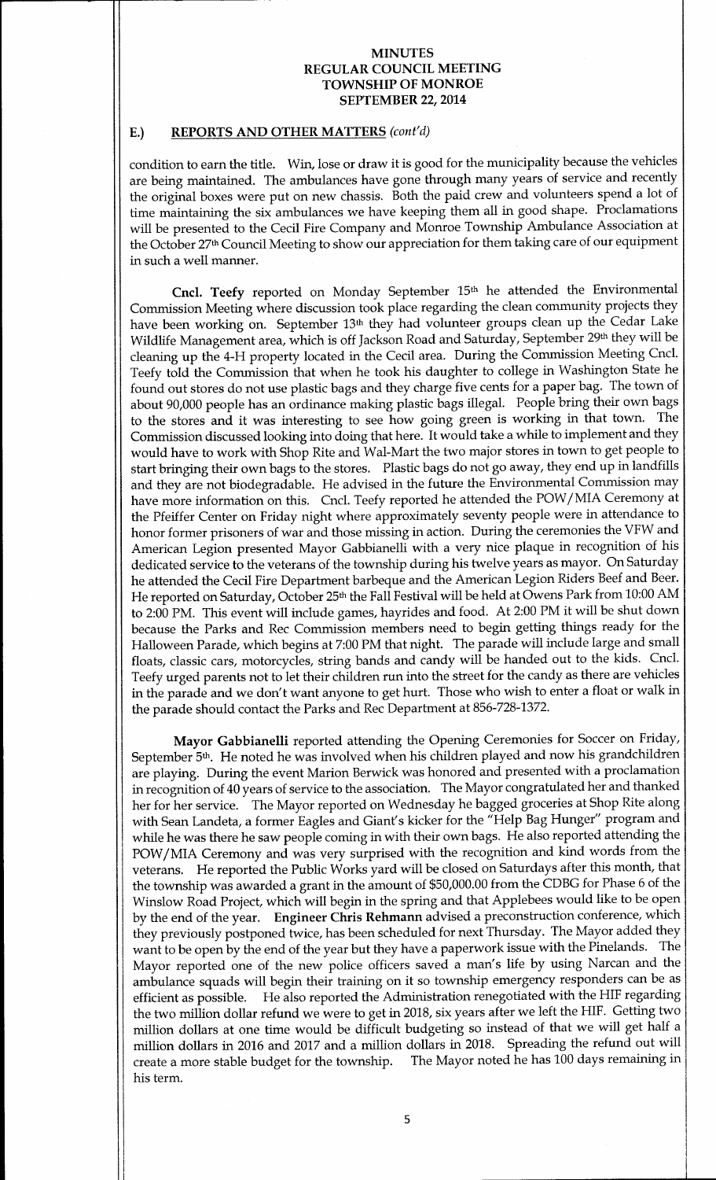# MINUTES
# REGULAR COUNCIL MEETING
# TOWNSHIP OF MONROE
# SEPTEMBER 22, 2014

## E.) REPORTS AND OTHER MATTERS *(cont'd)*

condition to earn the title. Win, lose or draw it is good for the municipality because the vehicles are being maintained. The ambulances have gone through many years of service and recently the original boxes were put on new chassis. Both the paid crew and volunteers spend a lot of time maintaining the six ambulances we have keeping them all in good shape. Proclamations will be presented to the Cecil Fire Company and Monroe Township Ambulance Association at the October 27th Council Meeting to show our appreciation for them taking care of our equipment in such a well manner.

**Cncl. Teefy** reported on Monday September 15th he attended the Environmental Commission Meeting where discussion took place regarding the clean community projects they have been working on. September 13th they had volunteer groups clean up the Cedar Lake Wildlife Management area, which is off Jackson Road and Saturday, September 29th they will be cleaning up the 4-H property located in the Cecil area. During the Commission Meeting Cncl. Teefy told the Commission that when he took his daughter to college in Washington State he found out stores do not use plastic bags and they charge five cents for a paper bag. The town of about 90,000 people has an ordinance making plastic bags illegal. People bring their own bags to the stores and it was interesting to see how going green is working in that town. The Commission discussed looking into doing that here. It would take a while to implement and they would have to work with Shop Rite and Wal-Mart the two major stores in town to get people to start bringing their own bags to the stores. Plastic bags do not go away, they end up in landfills and they are not biodegradable. He advised in the future the Environmental Commission may have more information on this. Cncl. Teefy reported he attended the POW/MIA Ceremony at the Pfeiffer Center on Friday night where approximately seventy people were in attendance to honor former prisoners of war and those missing in action. During the ceremonies the VFW and American Legion presented Mayor Gabbianelli with a very nice plaque in recognition of his dedicated service to the veterans of the township during his twelve years as mayor. On Saturday he attended the Cecil Fire Department barbeque and the American Legion Riders Beef and Beer. He reported on Saturday, October 25th the Fall Festival will be held at Owens Park from 10:00 AM to 2:00 PM. This event will include games, hayrides and food. At 2:00 PM it will be shut down because the Parks and Rec Commission members need to begin getting things ready for the Halloween Parade, which begins at 7:00 PM that night. The parade will include large and small floats, classic cars, motorcycles, string bands and candy will be handed out to the kids. Cncl. Teefy urged parents not to let their children run into the street for the candy as there are vehicles in the parade and we don't want anyone to get hurt. Those who wish to enter a float or walk in the parade should contact the Parks and Rec Department at 856-728-1372.

**Mayor Gabbianelli** reported attending the Opening Ceremonies for Soccer on Friday, September 5th. He noted he was involved when his children played and now his grandchildren are playing. During the event Marion Berwick was honored and presented with a proclamation in recognition of 40 years of service to the association. The Mayor congratulated her and thanked her for her service. The Mayor reported on Wednesday he bagged groceries at Shop Rite along with Sean Landeta, a former Eagles and Giant's kicker for the "Help Bag Hunger" program and while he was there he saw people coming in with their own bags. He also reported attending the POW/MIA Ceremony and was very surprised with the recognition and kind words from the veterans. He reported the Public Works yard will be closed on Saturdays after this month, that the township was awarded a grant in the amount of $50,000.00 from the CDBG for Phase 6 of the Winslow Road Project, which will begin in the spring and that Applebees would like to be open by the end of the year. **Engineer Chris Rehmann** advised a preconstruction conference, which they previously postponed twice, has been scheduled for next Thursday. The Mayor added they want to be open by the end of the year but they have a paperwork issue with the Pinelands. The Mayor reported one of the new police officers saved a man's life by using Narcan and the ambulance squads will begin their training on it so township emergency responders can be as efficient as possible. He also reported the Administration renegotiated with the HIF regarding the two million dollar refund we were to get in 2018, six years after we left the HIF. Getting two million dollars at one time would be difficult budgeting so instead of that we will get half a million dollars in 2016 and 2017 and a million dollars in 2018. Spreading the refund out will create a more stable budget for the township. The Mayor noted he has 100 days remaining in his term.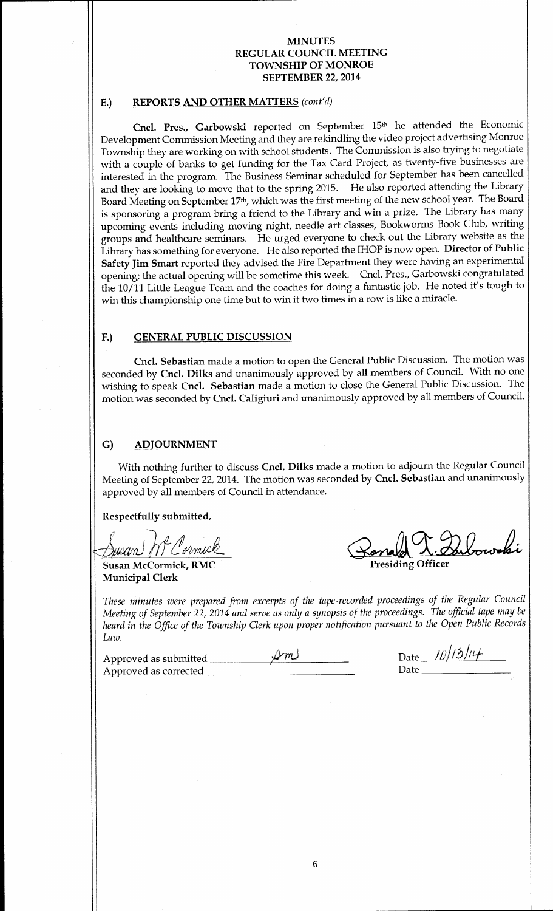**MINUTES**
**REGULAR COUNCIL MEETING**
**TOWNSHIP OF MONROE**
**SEPTEMBER 22, 2014**

## E.) REPORTS AND OTHER MATTERS *(cont'd)*

**Cncl. Pres., Garbowski** reported on September 15th he attended the Economic Development Commission Meeting and they are rekindling the video project advertising Monroe Township they are working on with school students. The Commission is also trying to negotiate with a couple of banks to get funding for the Tax Card Project, as twenty-five businesses are interested in the program. The Business Seminar scheduled for September has been cancelled and they are looking to move that to the spring 2015. He also reported attending the Library Board Meeting on September 17th, which was the first meeting of the new school year. The Board is sponsoring a program bring a friend to the Library and win a prize. The Library has many upcoming events including moving night, needle art classes, Bookworms Book Club, writing groups and healthcare seminars. He urged everyone to check out the Library website as the Library has something for everyone. He also reported the IHOP is now open. **Director of Public Safety Jim Smart** reported they advised the Fire Department they were having an experimental opening; the actual opening will be sometime this week. Cncl. Pres., Garbowski congratulated the 10/11 Little League Team and the coaches for doing a fantastic job. He noted it's tough to win this championship one time but to win it two times in a row is like a miracle.

## F.) GENERAL PUBLIC DISCUSSION

**Cncl. Sebastian** made a motion to open the General Public Discussion. The motion was seconded by **Cncl. Dilks** and unanimously approved by all members of Council. With no one wishing to speak **Cncl. Sebastian** made a motion to close the General Public Discussion. The motion was seconded by **Cncl. Caligiuri** and unanimously approved by all members of Council.

## G) ADJOURNMENT

With nothing further to discuss **Cncl. Dilks** made a motion to adjourn the Regular Council Meeting of September 22, 2014. The motion was seconded by **Cncl. Sebastian** and unanimously approved by all members of Council in attendance.

**Respectfully submitted,**

Susan McCormick

**Susan McCormick, RMC**
**Municipal Clerk**

Ronald T. Garbowski

**Presiding Officer**

*These minutes were prepared from excerpts of the tape-recorded proceedings of the Regular Council Meeting of September 22, 2014 and serve as only a synopsis of the proceedings. The official tape may be heard in the Office of the Township Clerk upon proper notification pursuant to the Open Public Records Law.*

Approved as submitted ___SM___ Date ___10/13/14___
Approved as corrected ______________ Date ______________